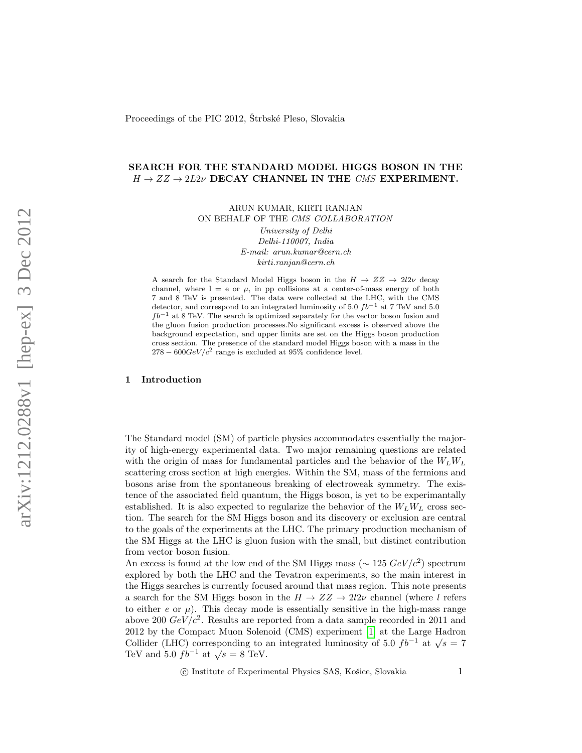Proceedings of the PIC 2012, Štrbské Pleso, Slovakia

# SEARCH FOR THE STANDARD MODEL HIGGS BOSON IN THE $H \to ZZ \to 2L2\nu$ DECAY CHANNEL IN THE *CMS* EXPERIMENT.

ARUN KUMAR, KIRTI RANJAN
ON BEHALF OF THE *CMS COLLABORATION*
*University of Delhi*
*Delhi-110007, India*
*E-mail: arun.kumar@cern.ch*
*kirti.ranjan@cern.ch*

A search for the Standard Model Higgs boson in the $H \to ZZ \to 2l2\nu$ decay channel, where l = e or $\mu$, in pp collisions at a center-of-mass energy of both 7 and 8 TeV is presented. The data were collected at the LHC, with the CMS detector, and correspond to an integrated luminosity of 5.0 $fb^{-1}$ at 7 TeV and 5.0 $fb^{-1}$ at 8 TeV. The search is optimized separately for the vector boson fusion and the gluon fusion production processes.No significant excess is observed above the background expectation, and upper limits are set on the Higgs boson production cross section. The presence of the standard model Higgs boson with a mass in the $278 - 600 GeV/c^2$ range is excluded at 95% confidence level.

## 1 Introduction

The Standard model (SM) of particle physics accommodates essentially the majority of high-energy experimental data. Two major remaining questions are related with the origin of mass for fundamental particles and the behavior of the $W_L W_L$ scattering cross section at high energies. Within the SM, mass of the fermions and bosons arise from the spontaneous breaking of electroweak symmetry. The existence of the associated field quantum, the Higgs boson, is yet to be experimantally established. It is also expected to regularize the behavior of the $W_L W_L$ cross section. The search for the SM Higgs boson and its discovery or exclusion are central to the goals of the experiments at the LHC. The primary production mechanism of the SM Higgs at the LHC is gluon fusion with the small, but distinct contribution from vector boson fusion.
An excess is found at the low end of the SM Higgs mass ($\sim 125\ GeV/c^2$) spectrum explored by both the LHC and the Tevatron experiments, so the main interest in the Higgs searches is currently focused around that mass region. This note presents a search for the SM Higgs boson in the $H \to ZZ \to 2l2\nu$ channel (where $l$ refers to either $e$ or $\mu$). This decay mode is essentially sensitive in the high-mass range above 200 $GeV/c^2$. Results are reported from a data sample recorded in 2011 and 2012 by the Compact Muon Solenoid (CMS) experiment [1] at the Large Hadron Collider (LHC) corresponding to an integrated luminosity of 5.0 $fb^{-1}$ at $\sqrt{s} = 7$ TeV and 5.0 $fb^{-1}$ at $\sqrt{s} = 8$ TeV.

© Institute of Experimental Physics SAS, Košice, Slovakia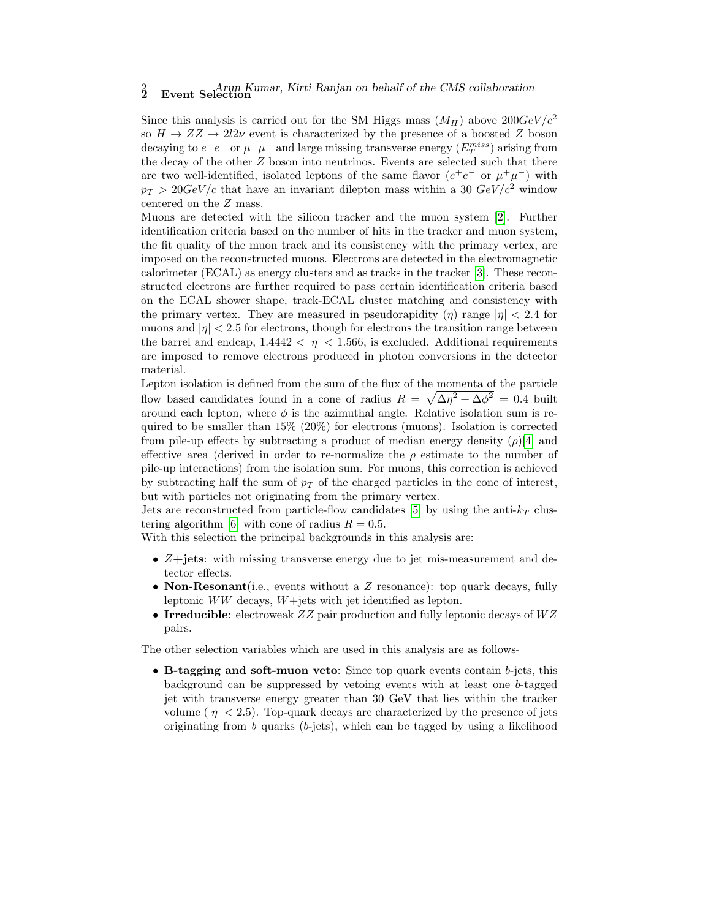## 2 Event Selection

Since this analysis is carried out for the SM Higgs mass ($M_H$) above $200 GeV/c^2$ so $H \rightarrow ZZ \rightarrow 2l2\nu$ event is characterized by the presence of a boosted $Z$ boson decaying to $e^+e^-$ or $\mu^+\mu^-$ and large missing transverse energy ($E_T^{miss}$) arising from the decay of the other $Z$ boson into neutrinos. Events are selected such that there are two well-identified, isolated leptons of the same flavor ($e^+e^-$ or $\mu^+\mu^-$) with $p_T > 20 GeV/c$ that have an invariant dilepton mass within a 30 $GeV/c^2$ window centered on the $Z$ mass.

Muons are detected with the silicon tracker and the muon system [2]. Further identification criteria based on the number of hits in the tracker and muon system, the fit quality of the muon track and its consistency with the primary vertex, are imposed on the reconstructed muons. Electrons are detected in the electromagnetic calorimeter (ECAL) as energy clusters and as tracks in the tracker [3]. These reconstructed electrons are further required to pass certain identification criteria based on the ECAL shower shape, track-ECAL cluster matching and consistency with the primary vertex. They are measured in pseudorapidity ($\eta$) range $|\eta| < 2.4$ for muons and $|\eta| < 2.5$ for electrons, though for electrons the transition range between the barrel and endcap, $1.4442 < |\eta| < 1.566$, is excluded. Additional requirements are imposed to remove electrons produced in photon conversions in the detector material.

Lepton isolation is defined from the sum of the flux of the momenta of the particle flow based candidates found in a cone of radius $R = \sqrt{\Delta\eta^2 + \Delta\phi^2} = 0.4$ built around each lepton, where $\phi$ is the azimuthal angle. Relative isolation sum is required to be smaller than 15% (20%) for electrons (muons). Isolation is corrected from pile-up effects by subtracting a product of median energy density ($\rho$)[4] and effective area (derived in order to re-normalize the $\rho$ estimate to the number of pile-up interactions) from the isolation sum. For muons, this correction is achieved by subtracting half the sum of $p_T$ of the charged particles in the cone of interest, but with particles not originating from the primary vertex.

Jets are reconstructed from particle-flow candidates [5] by using the anti-$k_T$ clustering algorithm [6] with cone of radius $R = 0.5$.

With this selection the principal backgrounds in this analysis are:

- **$Z$+jets**: with missing transverse energy due to jet mis-measurement and detector effects.
- **Non-Resonant**(i.e., events without a $Z$ resonance): top quark decays, fully leptonic $WW$ decays, $W$+jets with jet identified as lepton.
- **Irreducible**: electroweak $ZZ$ pair production and fully leptonic decays of $WZ$ pairs.

The other selection variables which are used in this analysis are as follows-

- **B-tagging and soft-muon veto**: Since top quark events contain $b$-jets, this background can be suppressed by vetoing events with at least one $b$-tagged jet with transverse energy greater than 30 GeV that lies within the tracker volume ($|\eta| < 2.5$). Top-quark decays are characterized by the presence of jets originating from $b$ quarks ($b$-jets), which can be tagged by using a likelihood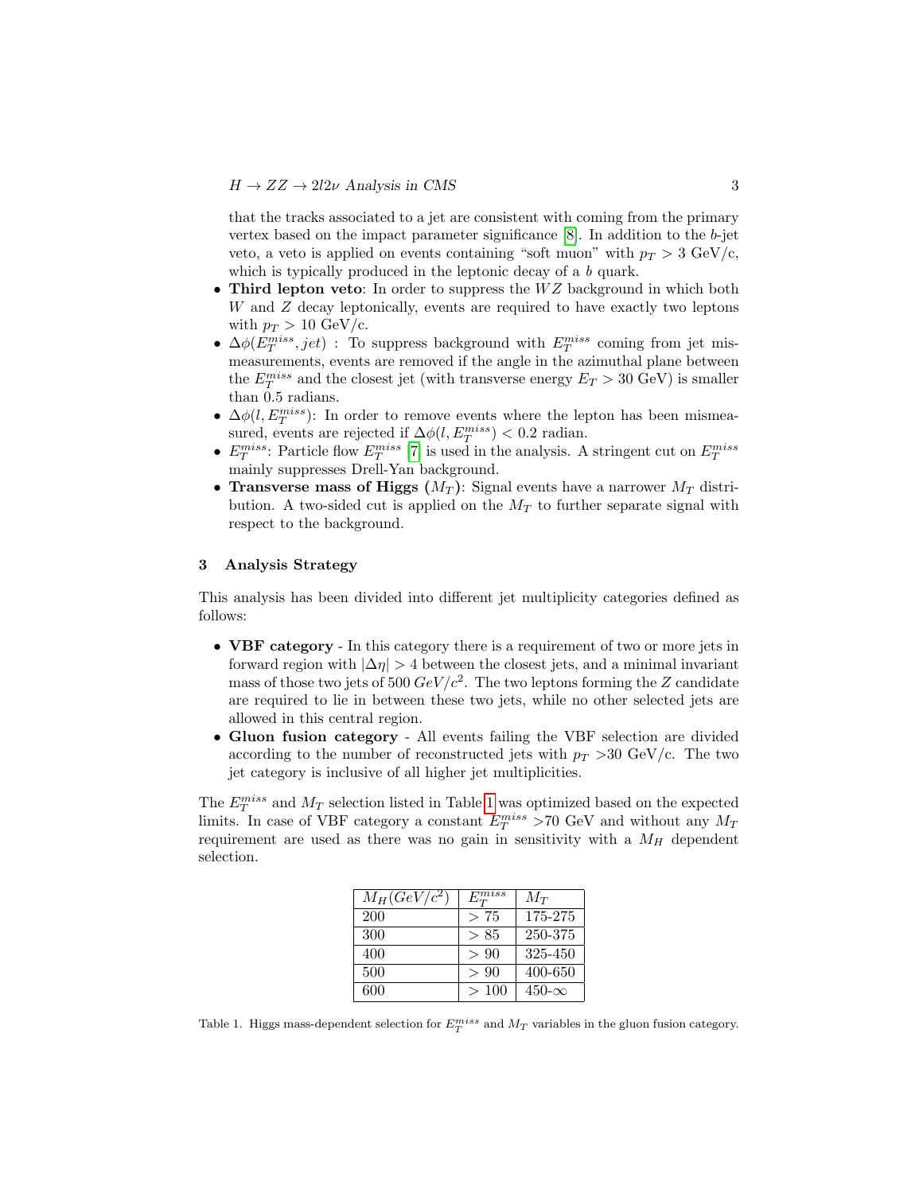that the tracks associated to a jet are consistent with coming from the primary vertex based on the impact parameter significance [8]. In addition to the $b$-jet veto, a veto is applied on events containing "soft muon" with $p_T > 3$ GeV/c, which is typically produced in the leptonic decay of a $b$ quark.

- **Third lepton veto**: In order to suppress the $WZ$ background in which both $W$ and $Z$ decay leptonically, events are required to have exactly two leptons with $p_T > 10$ GeV/c.
- $\Delta\phi(E_T^{miss}, jet)$ : To suppress background with $E_T^{miss}$ coming from jet mismeasurements, events are removed if the angle in the azimuthal plane between the $E_T^{miss}$ and the closest jet (with transverse energy $E_T > 30$ GeV) is smaller than 0.5 radians.
- $\Delta\phi(l, E_T^{miss})$: In order to remove events where the lepton has been mismeasured, events are rejected if $\Delta\phi(l, E_T^{miss}) < 0.2$ radian.
- $E_T^{miss}$: Particle flow $E_T^{miss}$ [7] is used in the analysis. A stringent cut on $E_T^{miss}$ mainly suppresses Drell-Yan background.
- **Transverse mass of Higgs ($M_T$)**: Signal events have a narrower $M_T$ distribution. A two-sided cut is applied on the $M_T$ to further separate signal with respect to the background.

## 3 Analysis Strategy

This analysis has been divided into different jet multiplicity categories defined as follows:

- **VBF category** - In this category there is a requirement of two or more jets in forward region with $|\Delta\eta| > 4$ between the closest jets, and a minimal invariant mass of those two jets of 500 $GeV/c^2$. The two leptons forming the $Z$ candidate are required to lie in between these two jets, while no other selected jets are allowed in this central region.
- **Gluon fusion category** - All events failing the VBF selection are divided according to the number of reconstructed jets with $p_T$ >30 GeV/c. The two jet category is inclusive of all higher jet multiplicities.

The $E_T^{miss}$ and $M_T$ selection listed in Table 1 was optimized based on the expected limits. In case of VBF category a constant $E_T^{miss}$ >70 GeV and without any $M_T$ requirement are used as there was no gain in sensitivity with a $M_H$ dependent selection.

| $M_H(GeV/c^2)$ | $E_T^{miss}$ | $M_T$ |
|---|---|---|
| 200 | $> 75$ | 175-275 |
| 300 | $> 85$ | 250-375 |
| 400 | $> 90$ | 325-450 |
| 500 | $> 90$ | 400-650 |
| 600 | $> 100$ | 450-$\infty$ |

Table 1. Higgs mass-dependent selection for $E_T^{miss}$ and $M_T$ variables in the gluon fusion category.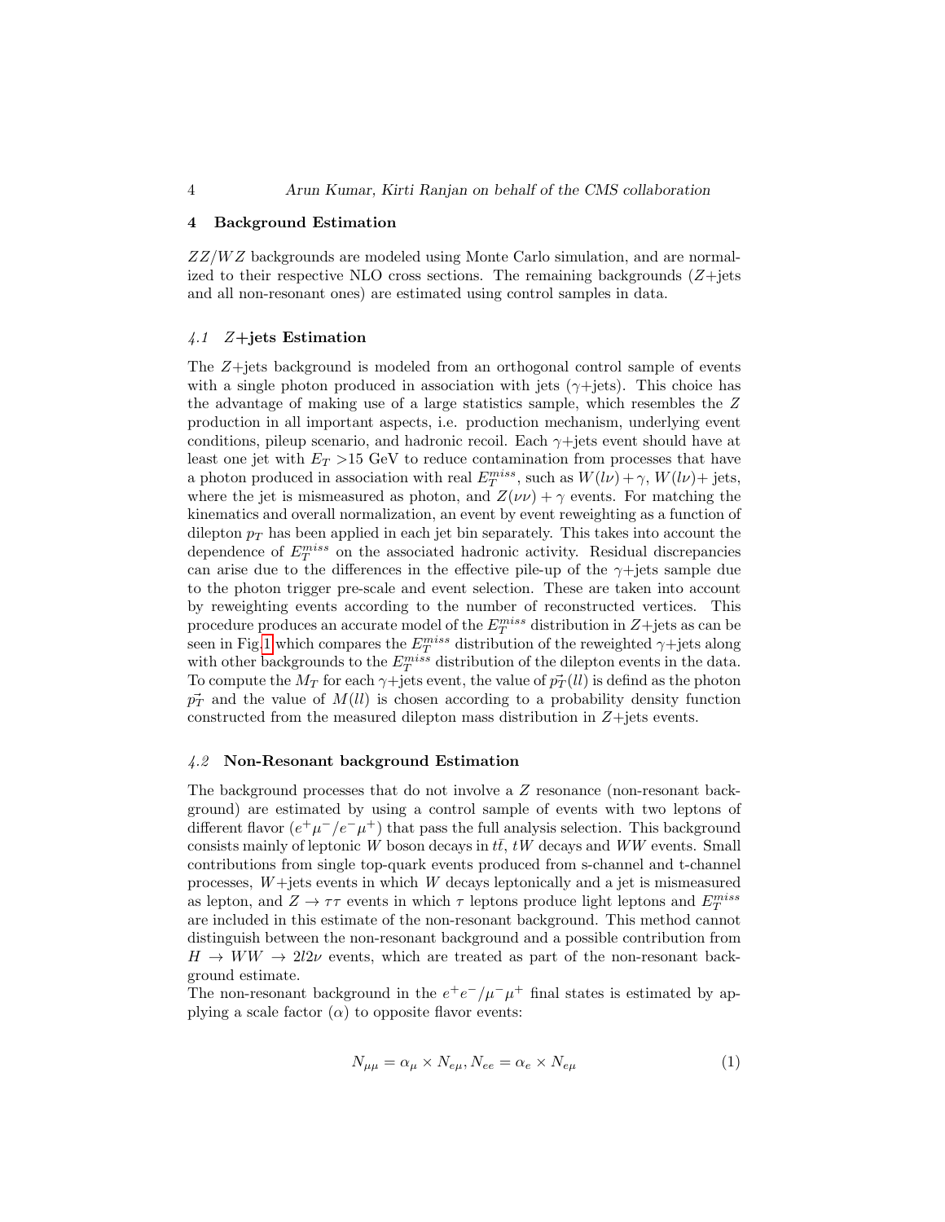## 4 Background Estimation

$ZZ/WZ$ backgrounds are modeled using Monte Carlo simulation, and are normalized to their respective NLO cross sections. The remaining backgrounds ($Z$+jets and all non-resonant ones) are estimated using control samples in data.

### 4.1 $Z$+jets Estimation

The $Z$+jets background is modeled from an orthogonal control sample of events with a single photon produced in association with jets ($\gamma$+jets). This choice has the advantage of making use of a large statistics sample, which resembles the $Z$ production in all important aspects, i.e. production mechanism, underlying event conditions, pileup scenario, and hadronic recoil. Each $\gamma$+jets event should have at least one jet with $E_T > 15$ GeV to reduce contamination from processes that have a photon produced in association with real $E_T^{miss}$, such as $W(l\nu)+\gamma$, $W(l\nu)+$ jets, where the jet is mismeasured as photon, and $Z(\nu\nu)+\gamma$ events. For matching the kinematics and overall normalization, an event by event reweighting as a function of dilepton $p_T$ has been applied in each jet bin separately. This takes into account the dependence of $E_T^{miss}$ on the associated hadronic activity. Residual discrepancies can arise due to the differences in the effective pile-up of the $\gamma$+jets sample due to the photon trigger pre-scale and event selection. These are taken into account by reweighting events according to the number of reconstructed vertices. This procedure produces an accurate model of the $E_T^{miss}$ distribution in $Z$+jets as can be seen in Fig.1 which compares the $E_T^{miss}$ distribution of the reweighted $\gamma$+jets along with other backgrounds to the $E_T^{miss}$ distribution of the dilepton events in the data. To compute the $M_T$ for each $\gamma$+jets event, the value of $\vec{p_T}(ll)$ is defind as the photon $\vec{p_T}$ and the value of $M(ll)$ is chosen according to a probability density function constructed from the measured dilepton mass distribution in $Z$+jets events.

### 4.2 Non-Resonant background Estimation

The background processes that do not involve a $Z$ resonance (non-resonant background) are estimated by using a control sample of events with two leptons of different flavor ($e^+\mu^-/e^-\mu^+$) that pass the full analysis selection. This background consists mainly of leptonic $W$ boson decays in $t\bar{t}$, $tW$ decays and $WW$ events. Small contributions from single top-quark events produced from s-channel and t-channel processes, $W$+jets events in which $W$ decays leptonically and a jet is mismeasured as lepton, and $Z \to \tau\tau$ events in which $\tau$ leptons produce light leptons and $E_T^{miss}$ are included in this estimate of the non-resonant background. This method cannot distinguish between the non-resonant background and a possible contribution from $H \to WW \to 2l2\nu$ events, which are treated as part of the non-resonant background estimate.

The non-resonant background in the $e^+e^-/\mu^-\mu^+$ final states is estimated by applying a scale factor ($\alpha$) to opposite flavor events:

$$N_{\mu\mu} = \alpha_{\mu} \times N_{e\mu}, N_{ee} = \alpha_{e} \times N_{e\mu} \tag{1}$$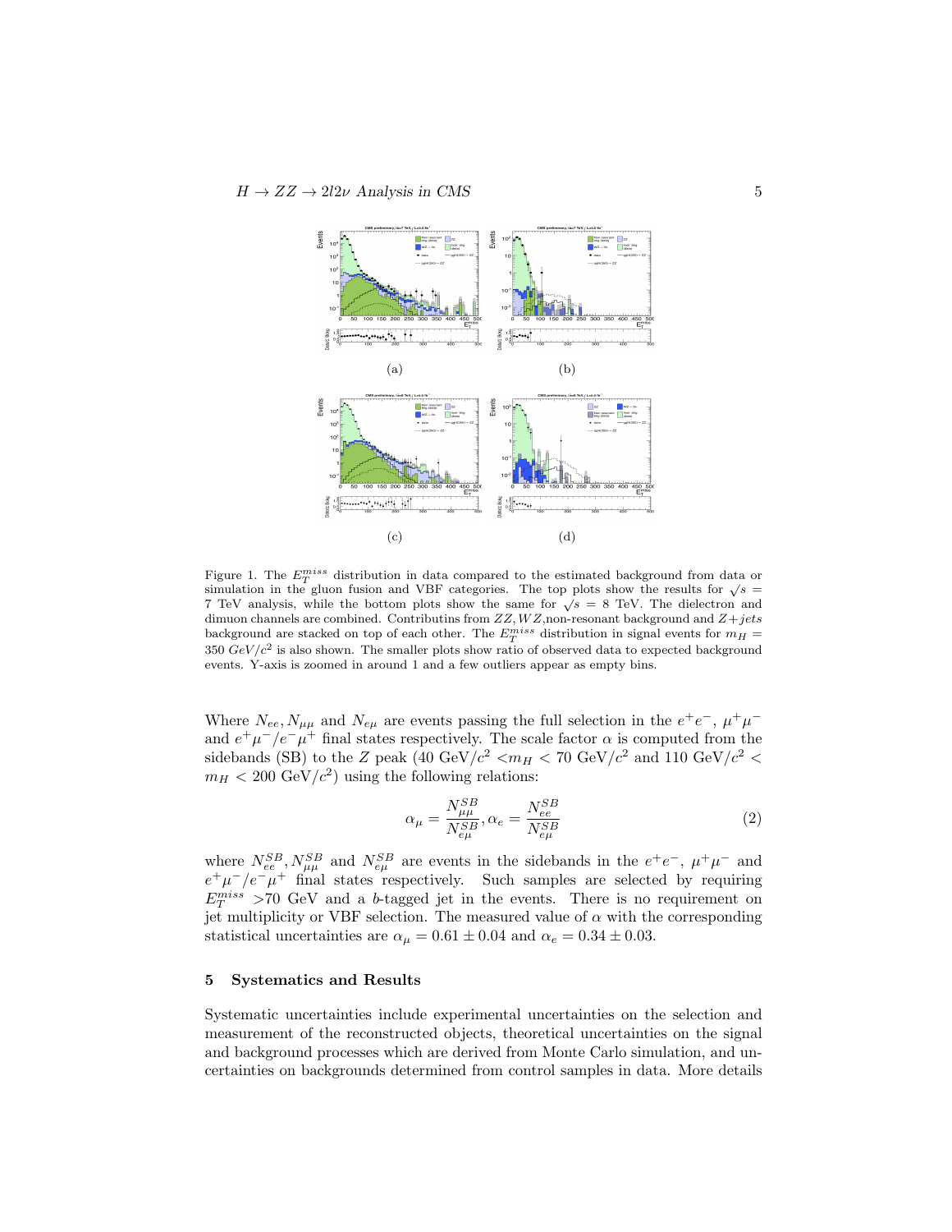(a) (b)

(c) (d)

Figure 1. The $E_T^{miss}$ distribution in data compared to the estimated background from data or simulation in the gluon fusion and VBF categories. The top plots show the results for $\sqrt{s}$ = 7 TeV analysis, while the bottom plots show the same for $\sqrt{s}$ = 8 TeV. The dielectron and dimuon channels are combined. Contributins from $ZZ, WZ$, non-resonant background and $Z+jets$ background are stacked on top of each other. The $E_T^{miss}$ distribution in signal events for $m_H$ = 350 $GeV/c^2$ is also shown. The smaller plots show ratio of observed data to expected background events. Y-axis is zoomed in around 1 and a few outliers appear as empty bins.

Where $N_{ee}, N_{\mu\mu}$ and $N_{e\mu}$ are events passing the full selection in the $e^+e^-$, $\mu^+\mu^-$ and $e^+\mu^-/e^-\mu^+$ final states respectively. The scale factor $\alpha$ is computed from the sidebands (SB) to the $Z$ peak (40 GeV/$c^2$ $< m_H <$ 70 GeV/$c^2$ and 110 GeV/$c^2$ $< m_H <$ 200 GeV/$c^2$) using the following relations:

$$\alpha_\mu = \frac{N_{\mu\mu}^{SB}}{N_{e\mu}^{SB}}, \alpha_e = \frac{N_{ee}^{SB}}{N_{e\mu}^{SB}} \tag{2}$$

where $N_{ee}^{SB}, N_{\mu\mu}^{SB}$ and $N_{e\mu}^{SB}$ are events in the sidebands in the $e^+e^-$, $\mu^+\mu^-$ and $e^+\mu^-/e^-\mu^+$ final states respectively. Such samples are selected by requiring $E_T^{miss}$ >70 GeV and a $b$-tagged jet in the events. There is no requirement on jet multiplicity or VBF selection. The measured value of $\alpha$ with the corresponding statistical uncertainties are $\alpha_\mu = 0.61 \pm 0.04$ and $\alpha_e = 0.34 \pm 0.03$.

## 5 Systematics and Results

Systematic uncertainties include experimental uncertainties on the selection and measurement of the reconstructed objects, theoretical uncertainties on the signal and background processes which are derived from Monte Carlo simulation, and uncertainties on backgrounds determined from control samples in data. More details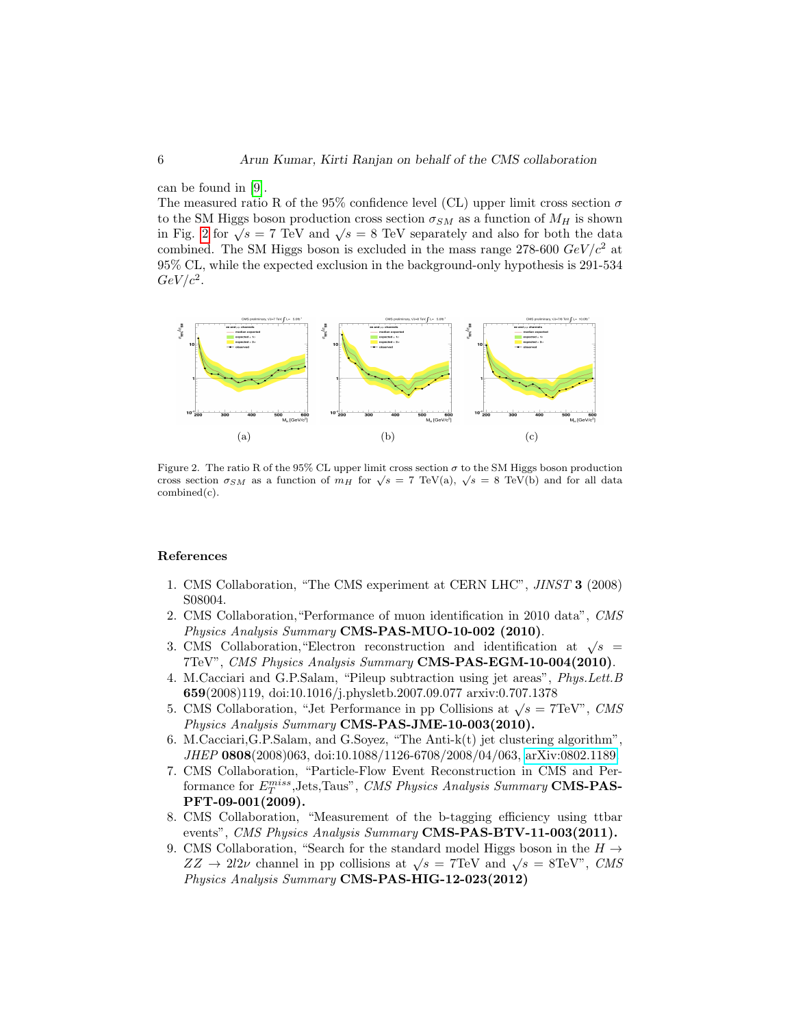can be found in [9].

The measured ratio R of the 95% confidence level (CL) upper limit cross section $\sigma$ to the SM Higgs boson production cross section $\sigma_{SM}$ as a function of $M_H$ is shown in Fig. 2 for $\sqrt{s} = 7$ TeV and $\sqrt{s} = 8$ TeV separately and also for both the data combined. The SM Higgs boson is excluded in the mass range 278-600 $GeV/c^2$ at 95% CL, while the expected exclusion in the background-only hypothesis is 291-534 $GeV/c^2$.

(a) (b) (c)

Figure 2. The ratio R of the 95% CL upper limit cross section $\sigma$ to the SM Higgs boson production cross section $\sigma_{SM}$ as a function of $m_H$ for $\sqrt{s} = 7$ TeV(a), $\sqrt{s} = 8$ TeV(b) and for all data combined(c).

## References

1. CMS Collaboration, "The CMS experiment at CERN LHC", *JINST* **3** (2008) S08004.
2. CMS Collaboration,"Performance of muon identification in 2010 data", *CMS Physics Analysis Summary* **CMS-PAS-MUO-10-002 (2010)**.
3. CMS Collaboration,"Electron reconstruction and identification at $\sqrt{s}$ = 7TeV", *CMS Physics Analysis Summary* **CMS-PAS-EGM-10-004(2010)**.
4. M.Cacciari and G.P.Salam, "Pileup subtraction using jet areas", *Phys.Lett.B* **659**(2008)119, doi:10.1016/j.physletb.2007.09.077 arxiv:0.707.1378
5. CMS Collaboration, "Jet Performance in pp Collisions at $\sqrt{s}$ = 7TeV", *CMS Physics Analysis Summary* **CMS-PAS-JME-10-003(2010).**
6. M.Cacciari,G.P.Salam, and G.Soyez, "The Anti-k(t) jet clustering algorithm", *JHEP* **0808**(2008)063, doi:10.1088/1126-6708/2008/04/063, arXiv:0802.1189
7. CMS Collaboration, "Particle-Flow Event Reconstruction in CMS and Performance for $E_T^{miss}$,Jets,Taus", *CMS Physics Analysis Summary* **CMS-PAS-PFT-09-001(2009).**
8. CMS Collaboration, "Measurement of the b-tagging efficiency using ttbar events", *CMS Physics Analysis Summary* **CMS-PAS-BTV-11-003(2011).**
9. CMS Collaboration, "Search for the standard model Higgs boson in the $H \rightarrow ZZ \rightarrow 2l2\nu$ channel in pp collisions at $\sqrt{s}$ = 7TeV and $\sqrt{s}$ = 8TeV", *CMS Physics Analysis Summary* **CMS-PAS-HIG-12-023(2012)**